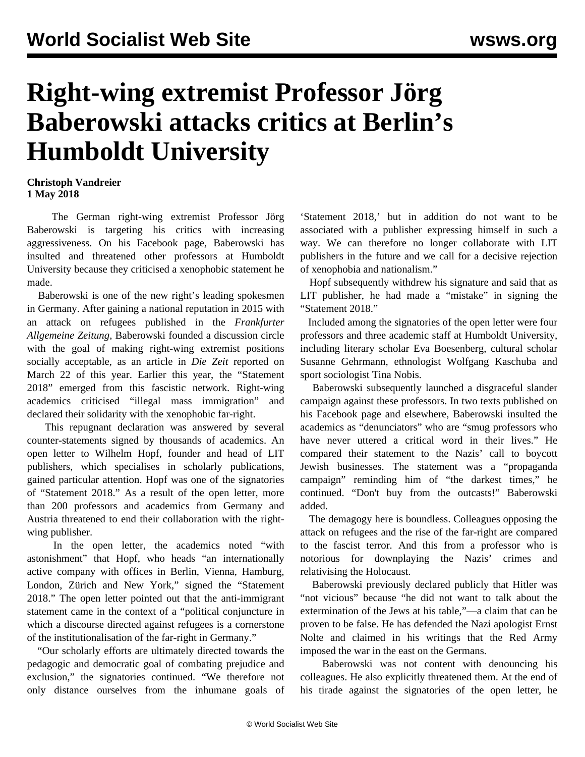# Right-wing extremist Professor Jörg Baberowski attacks critics at Berlin's Humboldt University

**Christoph Vandreier**
**1 May 2018**

The German right-wing extremist Professor Jörg Baberowski is targeting his critics with increasing aggressiveness. On his Facebook page, Baberowski has insulted and threatened other professors at Humboldt University because they criticised a xenophobic statement he made.

Baberowski is one of the new right's leading spokesmen in Germany. After gaining a national reputation in 2015 with an attack on refugees published in the *Frankfurter Allgemeine Zeitung*, Baberowski founded a discussion circle with the goal of making right-wing extremist positions socially acceptable, as an article in *Die Zeit* reported on March 22 of this year. Earlier this year, the "Statement 2018" emerged from this fascistic network. Right-wing academics criticised "illegal mass immigration" and declared their solidarity with the xenophobic far-right.

This repugnant declaration was answered by several counter-statements signed by thousands of academics. An open letter to Wilhelm Hopf, founder and head of LIT publishers, which specialises in scholarly publications, gained particular attention. Hopf was one of the signatories of "Statement 2018." As a result of the open letter, more than 200 professors and academics from Germany and Austria threatened to end their collaboration with the right-wing publisher.

In the open letter, the academics noted "with astonishment" that Hopf, who heads "an internationally active company with offices in Berlin, Vienna, Hamburg, London, Zürich and New York," signed the "Statement 2018." The open letter pointed out that the anti-immigrant statement came in the context of a "political conjuncture in which a discourse directed against refugees is a cornerstone of the institutionalisation of the far-right in Germany."

"Our scholarly efforts are ultimately directed towards the pedagogic and democratic goal of combating prejudice and exclusion," the signatories continued. "We therefore not only distance ourselves from the inhumane goals of 'Statement 2018,' but in addition do not want to be associated with a publisher expressing himself in such a way. We can therefore no longer collaborate with LIT publishers in the future and we call for a decisive rejection of xenophobia and nationalism."

Hopf subsequently withdrew his signature and said that as LIT publisher, he had made a "mistake" in signing the "Statement 2018."

Included among the signatories of the open letter were four professors and three academic staff at Humboldt University, including literary scholar Eva Boesenberg, cultural scholar Susanne Gehrmann, ethnologist Wolfgang Kaschuba and sport sociologist Tina Nobis.

Baberowski subsequently launched a disgraceful slander campaign against these professors. In two texts published on his Facebook page and elsewhere, Baberowski insulted the academics as "denunciators" who are "smug professors who have never uttered a critical word in their lives." He compared their statement to the Nazis' call to boycott Jewish businesses. The statement was a "propaganda campaign" reminding him of "the darkest times," he continued. "Don't buy from the outcasts!" Baberowski added.

The demagogy here is boundless. Colleagues opposing the attack on refugees and the rise of the far-right are compared to the fascist terror. And this from a professor who is notorious for downplaying the Nazis' crimes and relativising the Holocaust.

Baberowski previously declared publicly that Hitler was "not vicious" because "he did not want to talk about the extermination of the Jews at his table,"—a claim that can be proven to be false. He has defended the Nazi apologist Ernst Nolte and claimed in his writings that the Red Army imposed the war in the east on the Germans.

Baberowski was not content with denouncing his colleagues. He also explicitly threatened them. At the end of his tirade against the signatories of the open letter, he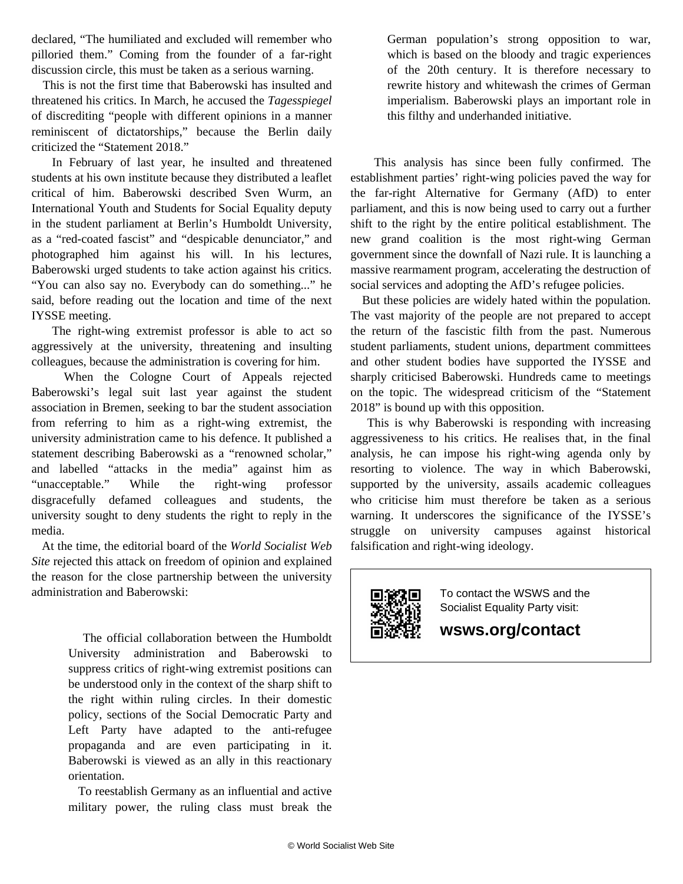declared, "The humiliated and excluded will remember who pilloried them." Coming from the founder of a far-right discussion circle, this must be taken as a serious warning.

This is not the first time that Baberowski has insulted and threatened his critics. In March, he accused the *Tagesspiegel* of discrediting "people with different opinions in a manner reminiscent of dictatorships," because the Berlin daily criticized the "Statement 2018."

In February of last year, he insulted and threatened students at his own institute because they distributed a leaflet critical of him. Baberowski described Sven Wurm, an International Youth and Students for Social Equality deputy in the student parliament at Berlin's Humboldt University, as a "red-coated fascist" and "despicable denunciator," and photographed him against his will. In his lectures, Baberowski urged students to take action against his critics. "You can also say no. Everybody can do something..." he said, before reading out the location and time of the next IYSSE meeting.

The right-wing extremist professor is able to act so aggressively at the university, threatening and insulting colleagues, because the administration is covering for him.

When the Cologne Court of Appeals rejected Baberowski's legal suit last year against the student association in Bremen, seeking to bar the student association from referring to him as a right-wing extremist, the university administration came to his defence. It published a statement describing Baberowski as a "renowned scholar," and labelled "attacks in the media" against him as "unacceptable." While the right-wing professor disgracefully defamed colleagues and students, the university sought to deny students the right to reply in the media.

At the time, the editorial board of the *World Socialist Web Site* rejected this attack on freedom of opinion and explained the reason for the close partnership between the university administration and Baberowski:

> The official collaboration between the Humboldt University administration and Baberowski to suppress critics of right-wing extremist positions can be understood only in the context of the sharp shift to the right within ruling circles. In their domestic policy, sections of the Social Democratic Party and Left Party have adapted to the anti-refugee propaganda and are even participating in it. Baberowski is viewed as an ally in this reactionary orientation.
>
> To reestablish Germany as an influential and active military power, the ruling class must break the German population's strong opposition to war, which is based on the bloody and tragic experiences of the 20th century. It is therefore necessary to rewrite history and whitewash the crimes of German imperialism. Baberowski plays an important role in this filthy and underhanded initiative.

This analysis has since been fully confirmed. The establishment parties' right-wing policies paved the way for the far-right Alternative for Germany (AfD) to enter parliament, and this is now being used to carry out a further shift to the right by the entire political establishment. The new grand coalition is the most right-wing German government since the downfall of Nazi rule. It is launching a massive rearmament program, accelerating the destruction of social services and adopting the AfD's refugee policies.

But these policies are widely hated within the population. The vast majority of the people are not prepared to accept the return of the fascistic filth from the past. Numerous student parliaments, student unions, department committees and other student bodies have supported the IYSSE and sharply criticised Baberowski. Hundreds came to meetings on the topic. The widespread criticism of the "Statement 2018" is bound up with this opposition.

This is why Baberowski is responding with increasing aggressiveness to his critics. He realises that, in the final analysis, he can impose his right-wing agenda only by resorting to violence. The way in which Baberowski, supported by the university, assails academic colleagues who criticise him must therefore be taken as a serious warning. It underscores the significance of the IYSSE's struggle on university campuses against historical falsification and right-wing ideology.

To contact the WSWS and the Socialist Equality Party visit:

**wsws.org/contact**